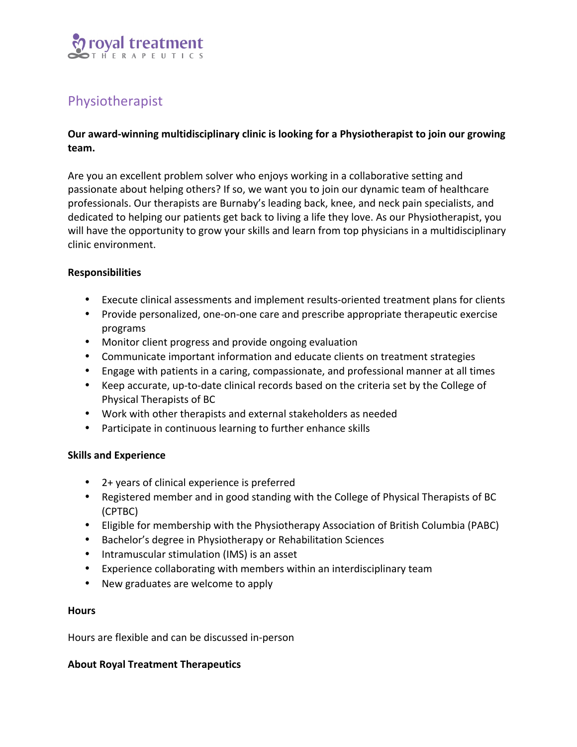royal treatment

THERAPEUTICS

# Physiotherapist

**Our award-winning multidisciplinary clinic is looking for a Physiotherapist to join our growing team.**

Are you an excellent problem solver who enjoys working in a collaborative setting and passionate about helping others? If so, we want you to join our dynamic team of healthcare professionals. Our therapists are Burnaby's leading back, knee, and neck pain specialists, and dedicated to helping our patients get back to living a life they love. As our Physiotherapist, you will have the opportunity to grow your skills and learn from top physicians in a multidisciplinary clinic environment.

**Responsibilities**

- Execute clinical assessments and implement results-oriented treatment plans for clients
- Provide personalized, one-on-one care and prescribe appropriate therapeutic exercise programs
- Monitor client progress and provide ongoing evaluation
- Communicate important information and educate clients on treatment strategies
- Engage with patients in a caring, compassionate, and professional manner at all times
- Keep accurate, up-to-date clinical records based on the criteria set by the College of Physical Therapists of BC
- Work with other therapists and external stakeholders as needed
- Participate in continuous learning to further enhance skills

**Skills and Experience**

- 2+ years of clinical experience is preferred
- Registered member and in good standing with the College of Physical Therapists of BC (CPTBC)
- Eligible for membership with the Physiotherapy Association of British Columbia (PABC)
- Bachelor's degree in Physiotherapy or Rehabilitation Sciences
- Intramuscular stimulation (IMS) is an asset
- Experience collaborating with members within an interdisciplinary team
- New graduates are welcome to apply

**Hours**

Hours are flexible and can be discussed in-person

**About Royal Treatment Therapeutics**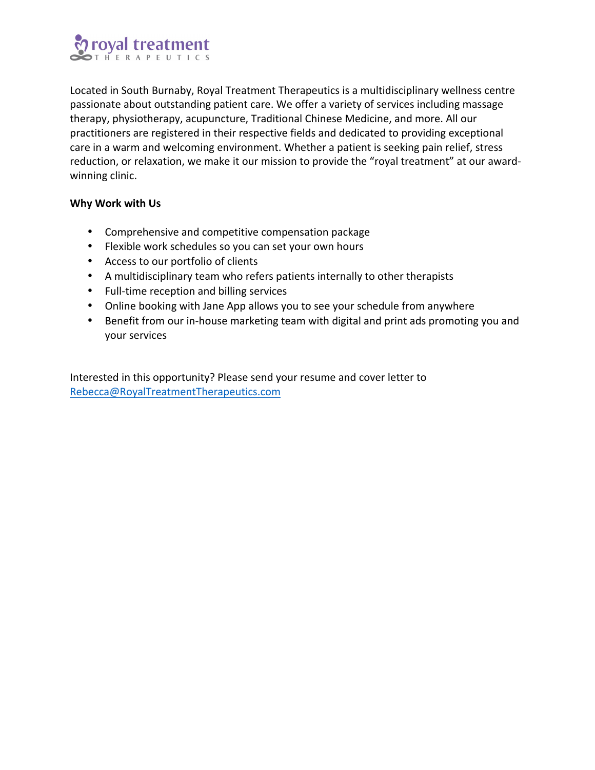royal treatment THERAPEUTICS

Located in South Burnaby, Royal Treatment Therapeutics is a multidisciplinary wellness centre passionate about outstanding patient care. We offer a variety of services including massage therapy, physiotherapy, acupuncture, Traditional Chinese Medicine, and more. All our practitioners are registered in their respective fields and dedicated to providing exceptional care in a warm and welcoming environment. Whether a patient is seeking pain relief, stress reduction, or relaxation, we make it our mission to provide the "royal treatment" at our award-winning clinic.

**Why Work with Us**

- Comprehensive and competitive compensation package
- Flexible work schedules so you can set your own hours
- Access to our portfolio of clients
- A multidisciplinary team who refers patients internally to other therapists
- Full-time reception and billing services
- Online booking with Jane App allows you to see your schedule from anywhere
- Benefit from our in-house marketing team with digital and print ads promoting you and your services

Interested in this opportunity? Please send your resume and cover letter to Rebecca@RoyalTreatmentTherapeutics.com